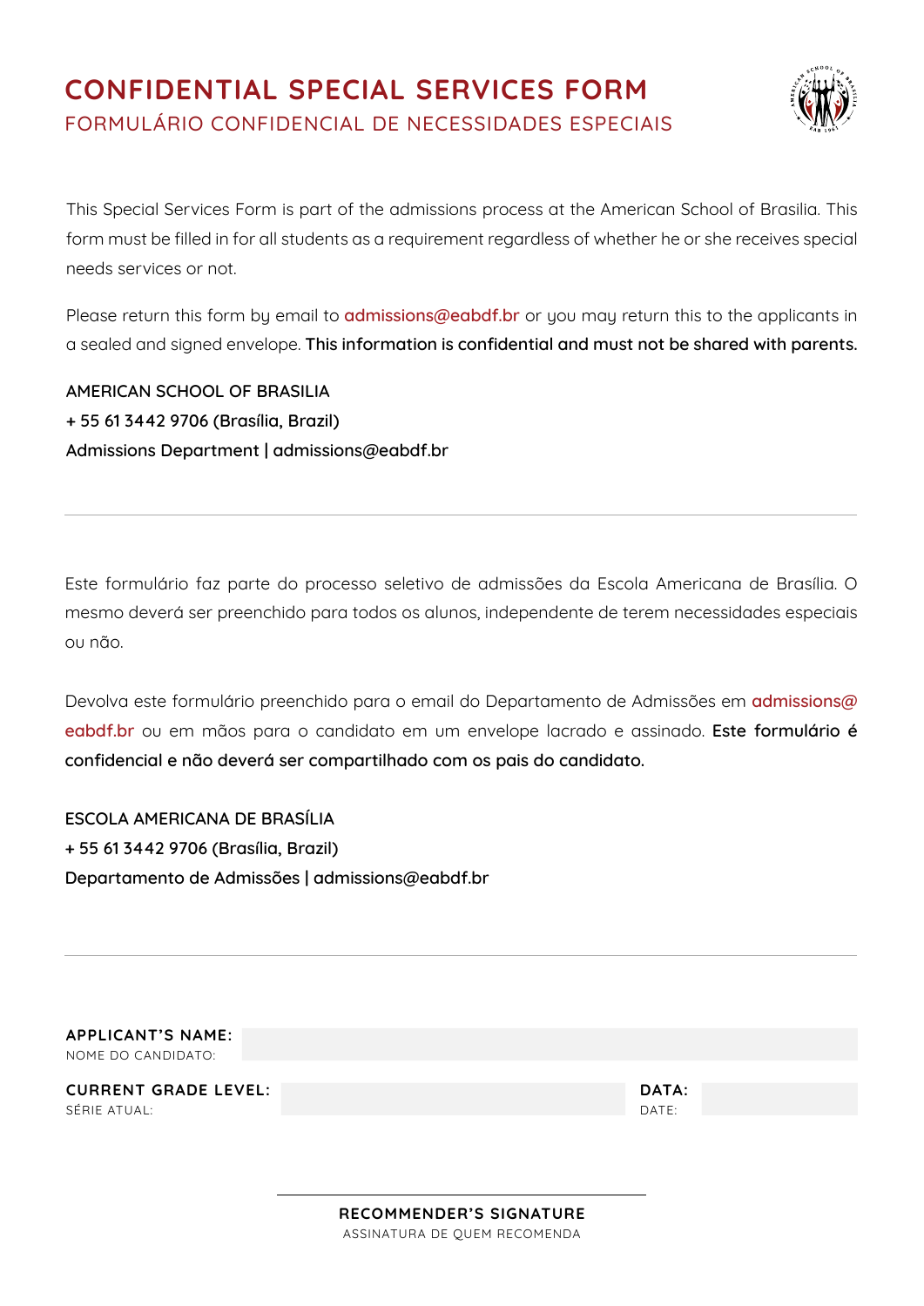# CONFIDENTIAL SPECIAL SERVICES FORM

## FORMULÁRIO CONFIDENCIAL DE NECESSIDADES ESPECIAIS

This Special Services Form is part of the admissions process at the American School of Brasilia. This form must be filled in for all students as a requirement regardless of whether he or she receives special needs services or not.

Please return this form by email to admissions@eabdf.br or you may return this to the applicants in a sealed and signed envelope. **This information is confidential and must not be shared with parents.**

AMERICAN SCHOOL OF BRASILIA
+ 55 61 3442 9706 (Brasília, Brazil)
Admissions Department | admissions@eabdf.br

---

Este formulário faz parte do processo seletivo de admissões da Escola Americana de Brasília. O mesmo deverá ser preenchido para todos os alunos, independente de terem necessidades especiais ou não.

Devolva este formulário preenchido para o email do Departamento de Admissões em admissions@eabdf.br ou em mãos para o candidato em um envelope lacrado e assinado. **Este formulário é confidencial e não deverá ser compartilhado com os pais do candidato.**

ESCOLA AMERICANA DE BRASÍLIA
+ 55 61 3442 9706 (Brasília, Brazil)
Departamento de Admissões | admissions@eabdf.br

---

**APPLICANT'S NAME:**
NOME DO CANDIDATO:

**CURRENT GRADE LEVEL:**
SÉRIE ATUAL:

**DATA:**
DATE:

**RECOMMENDER'S SIGNATURE**
ASSINATURA DE QUEM RECOMENDA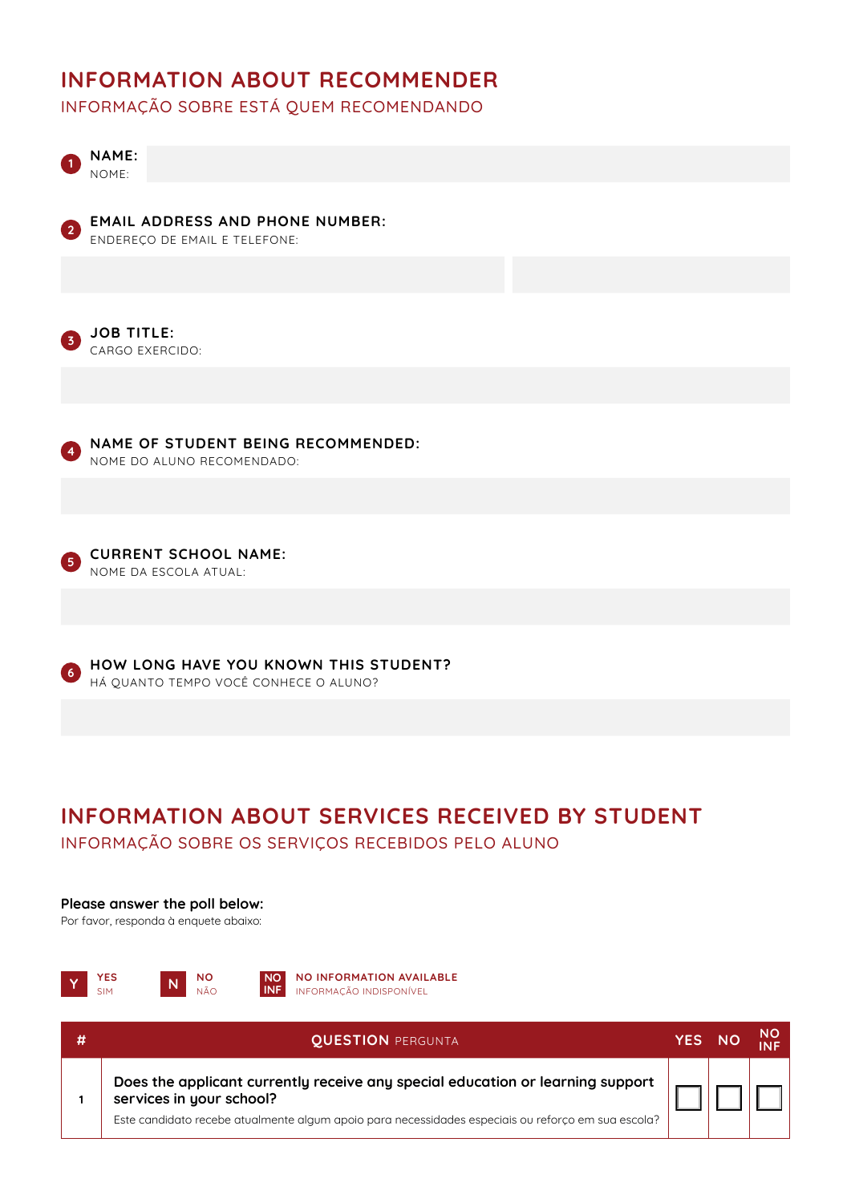## INFORMATION ABOUT RECOMMENDER

INFORMAÇÃO SOBRE ESTÁ QUEM RECOMENDANDO

1. **NAME:**
   NOME:

2. **EMAIL ADDRESS AND PHONE NUMBER:**
   ENDEREÇO DE EMAIL E TELEFONE:

3. **JOB TITLE:**
   CARGO EXERCIDO:

4. **NAME OF STUDENT BEING RECOMMENDED:**
   NOME DO ALUNO RECOMENDADO:

5. **CURRENT SCHOOL NAME:**
   NOME DA ESCOLA ATUAL:

6. **HOW LONG HAVE YOU KNOWN THIS STUDENT?**
   HÁ QUANTO TEMPO VOCÊ CONHECE O ALUNO?

## INFORMATION ABOUT SERVICES RECEIVED BY STUDENT

INFORMAÇÃO SOBRE OS SERVIÇOS RECEBIDOS PELO ALUNO

**Please answer the poll below:**
Por favor, responda à enquete abaixo:

**Y** — YES / SIM
**N** — NO / NÃO
**NO INF** — NO INFORMATION AVAILABLE / INFORMAÇÃO INDISPONÍVEL

| # | QUESTION PERGUNTA | YES | NO | NO INF |
|---|---|---|---|---|
| 1 | **Does the applicant currently receive any special education or learning support services in your school?** Este candidato recebe atualmente algum apoio para necessidades especiais ou reforço em sua escola? | ☐ | ☐ | ☐ |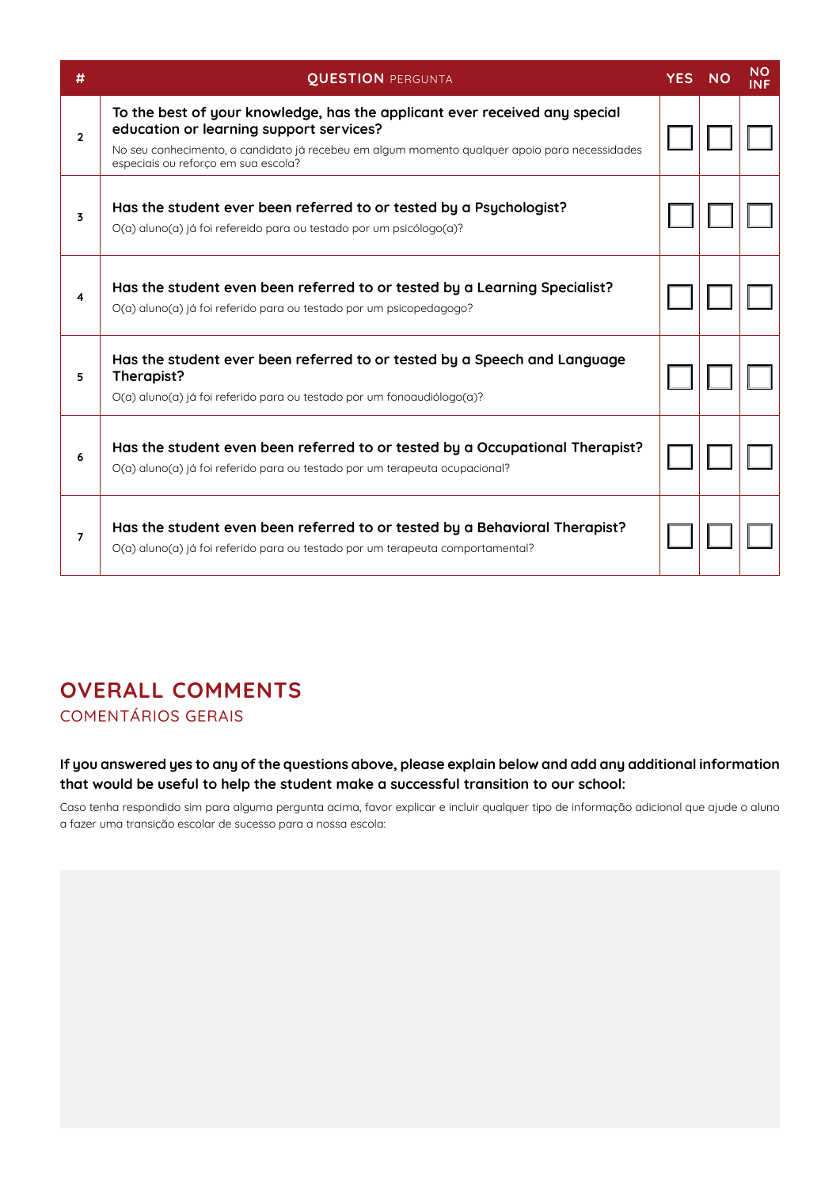| # | QUESTION PERGUNTA | YES | NO | NO INF |
|---|---|---|---|---|
| 2 | **To the best of your knowledge, has the applicant ever received any special education or learning support services?**<br>No seu conhecimento, o candidato já recebeu em algum momento qualquer apoio para necessidades especiais ou reforço em sua escola? | ☐ | ☐ | ☐ |
| 3 | **Has the student ever been referred to or tested by a Psychologist?**<br>O(a) aluno(a) já foi refereido para ou testado por um psicólogo(a)? | ☐ | ☐ | ☐ |
| 4 | **Has the student even been referred to or tested by a Learning Specialist?**<br>O(a) aluno(a) já foi referido para ou testado por um psicopedagogo? | ☐ | ☐ | ☐ |
| 5 | **Has the student ever been referred to or tested by a Speech and Language Therapist?**<br>O(a) aluno(a) já foi referido para ou testado por um fonoaudiólogo(a)? | ☐ | ☐ | ☐ |
| 6 | **Has the student even been referred to or tested by a Occupational Therapist?**<br>O(a) aluno(a) já foi referido para ou testado por um terapeuta ocupacional? | ☐ | ☐ | ☐ |
| 7 | **Has the student even been referred to or tested by a Behavioral Therapist?**<br>O(a) aluno(a) já foi referido para ou testado por um terapeuta comportamental? | ☐ | ☐ | ☐ |

## OVERALL COMMENTS

COMENTÁRIOS GERAIS

**If you answered yes to any of the questions above, please explain below and add any additional information that would be useful to help the student make a successful transition to our school:**

Caso tenha respondido sim para alguma pergunta acima, favor explicar e incluir qualquer tipo de informação adicional que ajude o aluno a fazer uma transição escolar de sucesso para a nossa escola: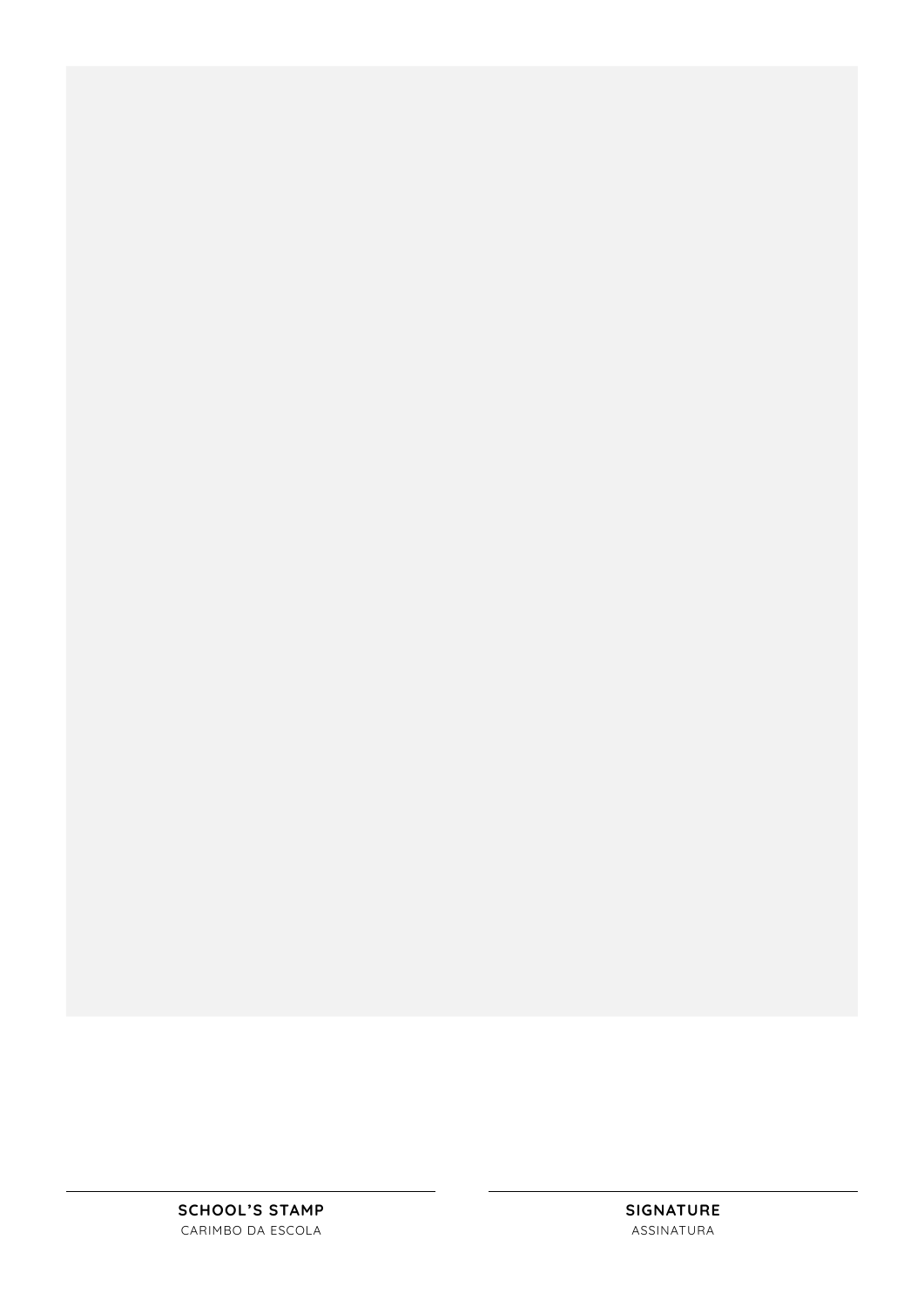**SCHOOL’S STAMP**
CARIMBO DA ESCOLA

**SIGNATURE**
ASSINATURA